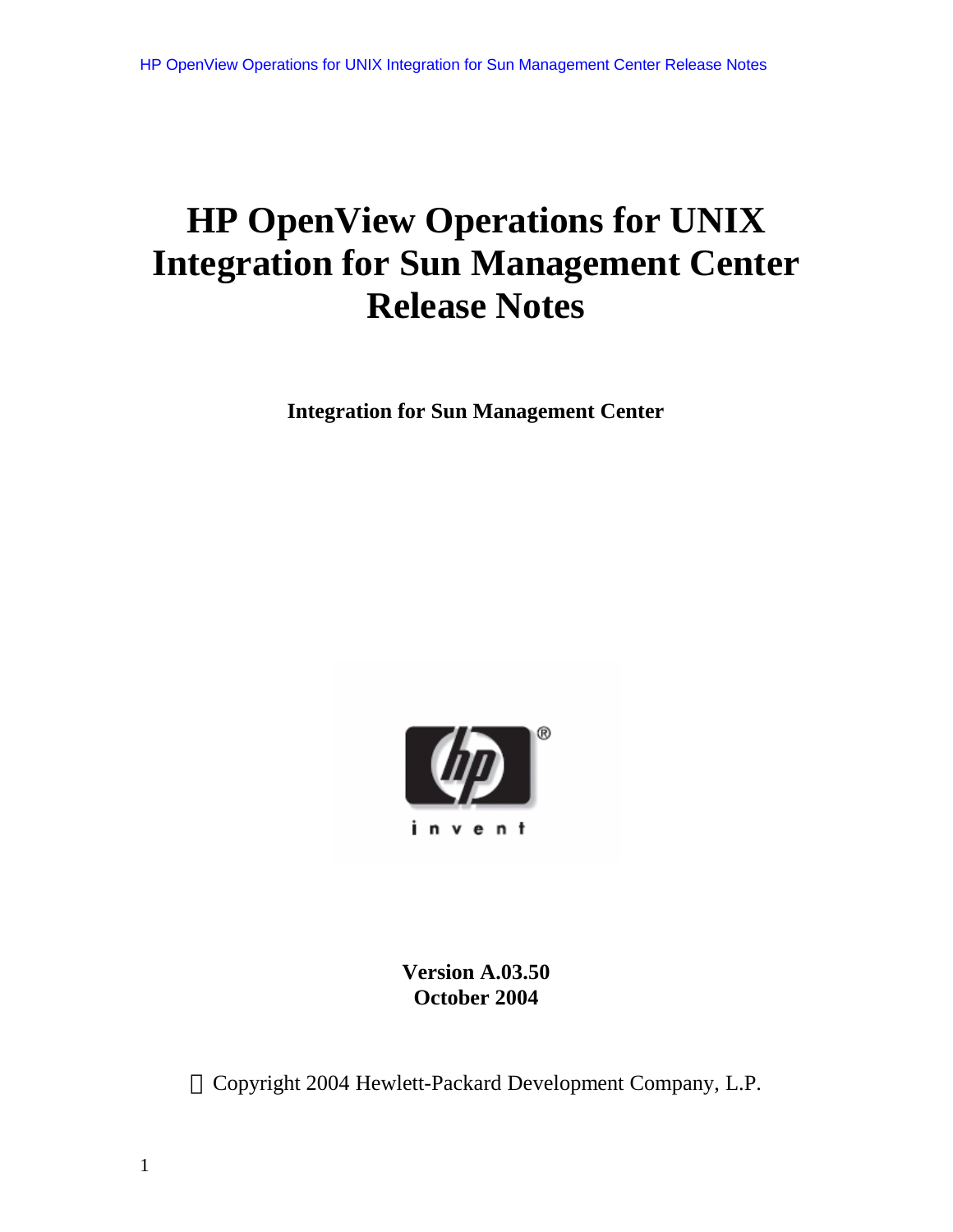# HP OpenView Operations for UNIX Integration for Sun Management Center Release Notes

**Integration for Sun Management Center**

**Version A.03.50**
**October 2004**

© Copyright 2004 Hewlett-Packard Development Company, L.P.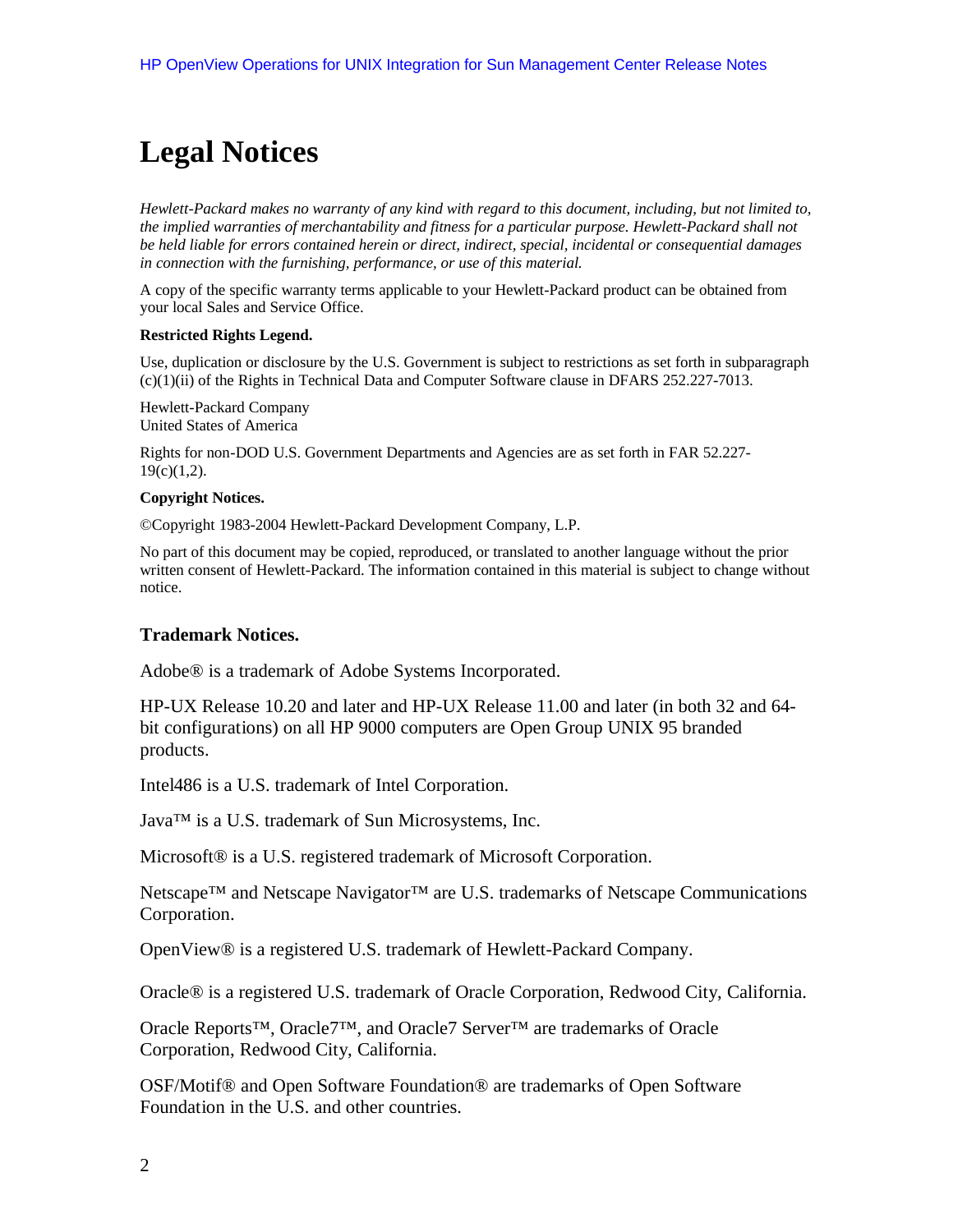# Legal Notices

*Hewlett-Packard makes no warranty of any kind with regard to this document, including, but not limited to, the implied warranties of merchantability and fitness for a particular purpose. Hewlett-Packard shall not be held liable for errors contained herein or direct, indirect, special, incidental or consequential damages in connection with the furnishing, performance, or use of this material.*

A copy of the specific warranty terms applicable to your Hewlett-Packard product can be obtained from your local Sales and Service Office.

**Restricted Rights Legend.**

Use, duplication or disclosure by the U.S. Government is subject to restrictions as set forth in subparagraph (c)(1)(ii) of the Rights in Technical Data and Computer Software clause in DFARS 252.227-7013.

Hewlett-Packard Company
United States of America

Rights for non-DOD U.S. Government Departments and Agencies are as set forth in FAR 52.227-19(c)(1,2).

**Copyright Notices.**

©Copyright 1983-2004 Hewlett-Packard Development Company, L.P.

No part of this document may be copied, reproduced, or translated to another language without the prior written consent of Hewlett-Packard. The information contained in this material is subject to change without notice.

### Trademark Notices.

Adobe® is a trademark of Adobe Systems Incorporated.

HP-UX Release 10.20 and later and HP-UX Release 11.00 and later (in both 32 and 64-bit configurations) on all HP 9000 computers are Open Group UNIX 95 branded products.

Intel486 is a U.S. trademark of Intel Corporation.

Java™ is a U.S. trademark of Sun Microsystems, Inc.

Microsoft® is a U.S. registered trademark of Microsoft Corporation.

Netscape™ and Netscape Navigator™ are U.S. trademarks of Netscape Communications Corporation.

OpenView® is a registered U.S. trademark of Hewlett-Packard Company.

Oracle® is a registered U.S. trademark of Oracle Corporation, Redwood City, California.

Oracle Reports™, Oracle7™, and Oracle7 Server™ are trademarks of Oracle Corporation, Redwood City, California.

OSF/Motif® and Open Software Foundation® are trademarks of Open Software Foundation in the U.S. and other countries.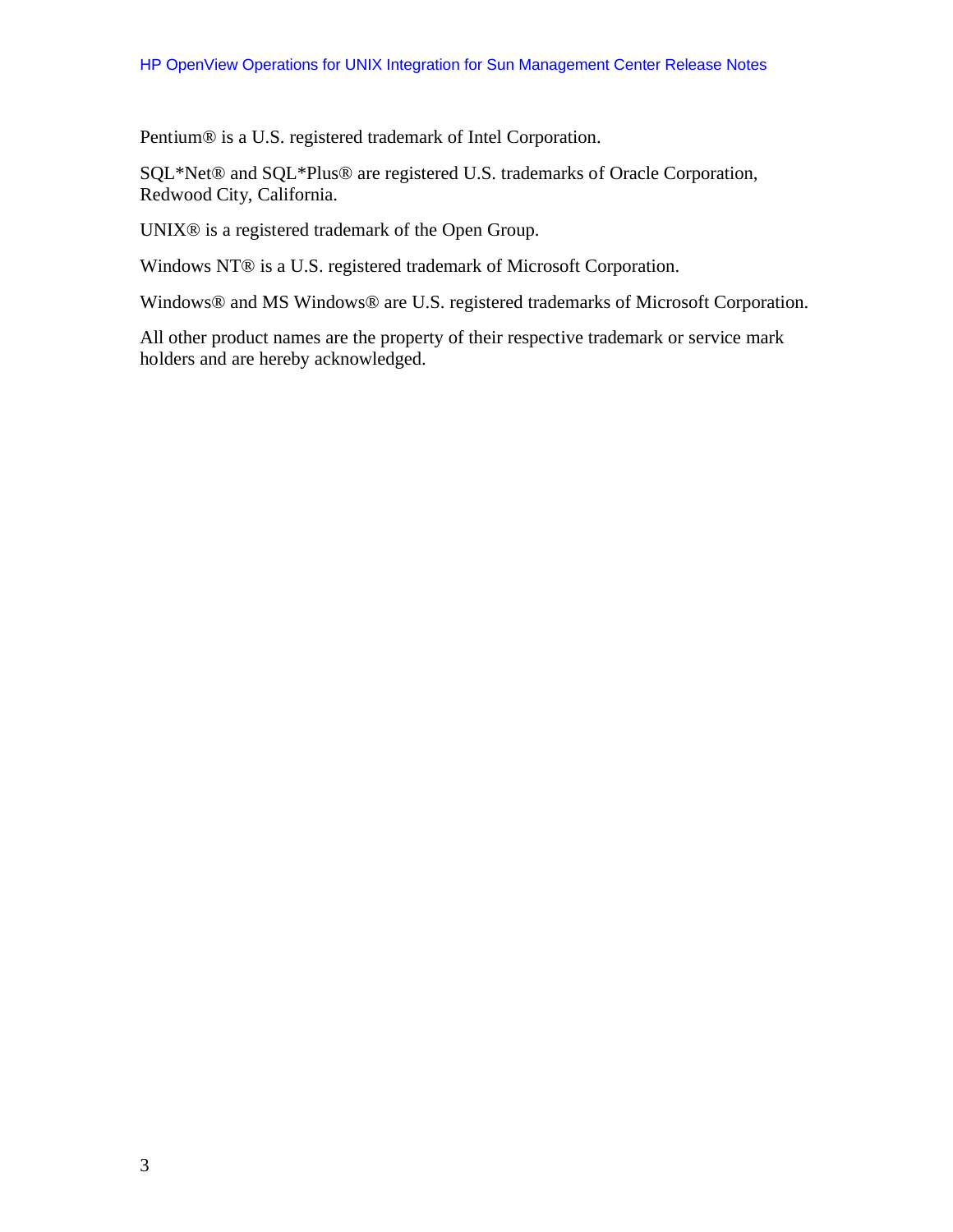Pentium® is a U.S. registered trademark of Intel Corporation.

SQL*Net® and SQL*Plus® are registered U.S. trademarks of Oracle Corporation, Redwood City, California.

UNIX® is a registered trademark of the Open Group.

Windows NT® is a U.S. registered trademark of Microsoft Corporation.

Windows® and MS Windows® are U.S. registered trademarks of Microsoft Corporation.

All other product names are the property of their respective trademark or service mark holders and are hereby acknowledged.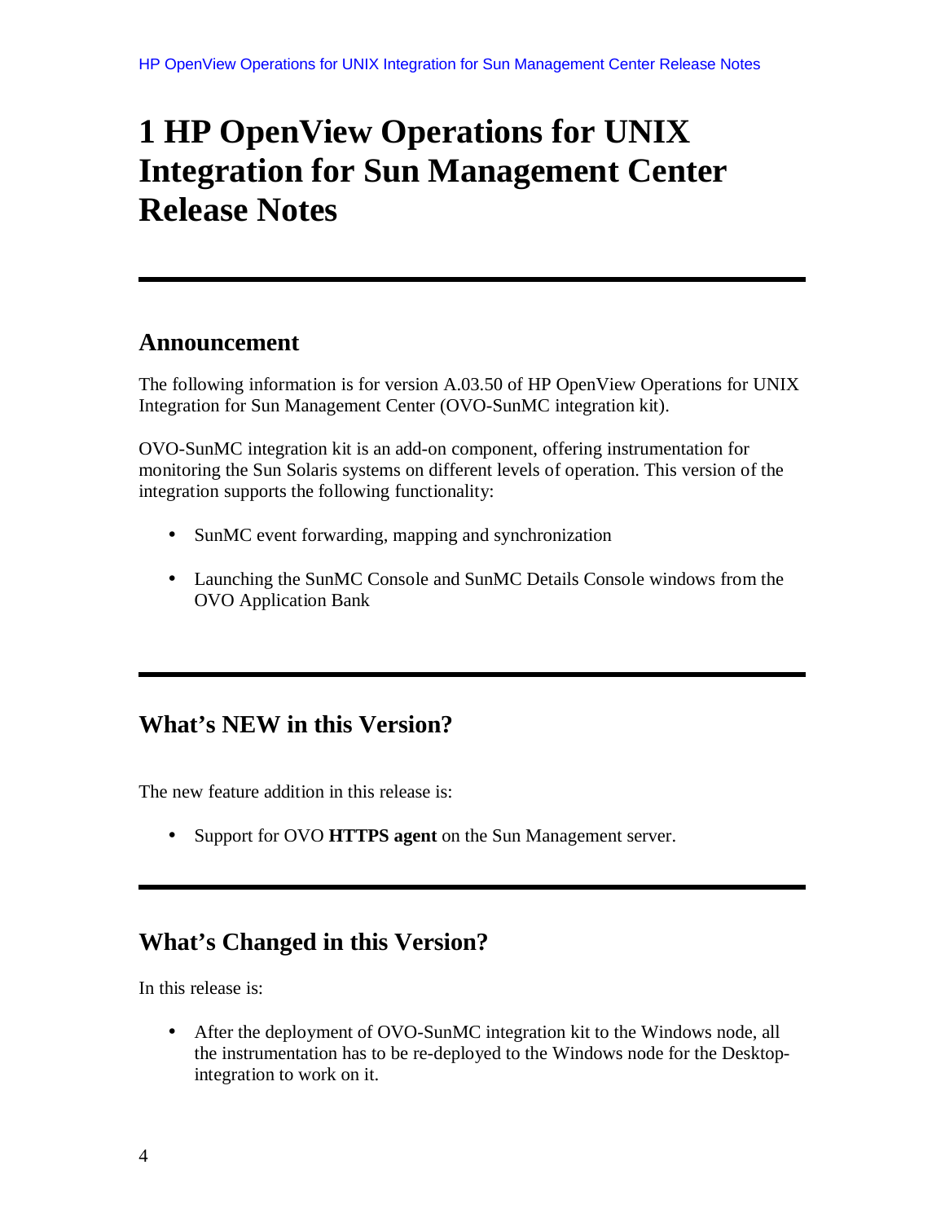# 1 HP OpenView Operations for UNIX Integration for Sun Management Center Release Notes

## Announcement

The following information is for version A.03.50 of HP OpenView Operations for UNIX Integration for Sun Management Center (OVO-SunMC integration kit).

OVO-SunMC integration kit is an add-on component, offering instrumentation for monitoring the Sun Solaris systems on different levels of operation. This version of the integration supports the following functionality:

- SunMC event forwarding, mapping and synchronization
- Launching the SunMC Console and SunMC Details Console windows from the OVO Application Bank

## What's NEW in this Version?

The new feature addition in this release is:

- Support for OVO **HTTPS agent** on the Sun Management server.

## What's Changed in this Version?

In this release is:

- After the deployment of OVO-SunMC integration kit to the Windows node, all the instrumentation has to be re-deployed to the Windows node for the Desktop-integration to work on it.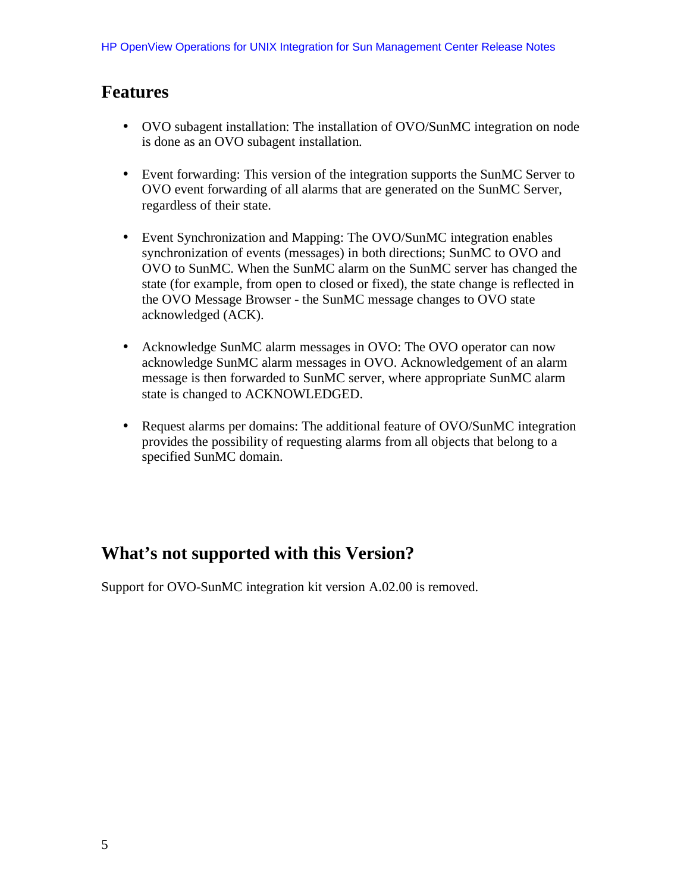## Features

- OVO subagent installation: The installation of OVO/SunMC integration on node is done as an OVO subagent installation.

- Event forwarding: This version of the integration supports the SunMC Server to OVO event forwarding of all alarms that are generated on the SunMC Server, regardless of their state.

- Event Synchronization and Mapping: The OVO/SunMC integration enables synchronization of events (messages) in both directions; SunMC to OVO and OVO to SunMC. When the SunMC alarm on the SunMC server has changed the state (for example, from open to closed or fixed), the state change is reflected in the OVO Message Browser - the SunMC message changes to OVO state acknowledged (ACK).

- Acknowledge SunMC alarm messages in OVO: The OVO operator can now acknowledge SunMC alarm messages in OVO. Acknowledgement of an alarm message is then forwarded to SunMC server, where appropriate SunMC alarm state is changed to ACKNOWLEDGED.

- Request alarms per domains: The additional feature of OVO/SunMC integration provides the possibility of requesting alarms from all objects that belong to a specified SunMC domain.

## What's not supported with this Version?

Support for OVO-SunMC integration kit version A.02.00 is removed.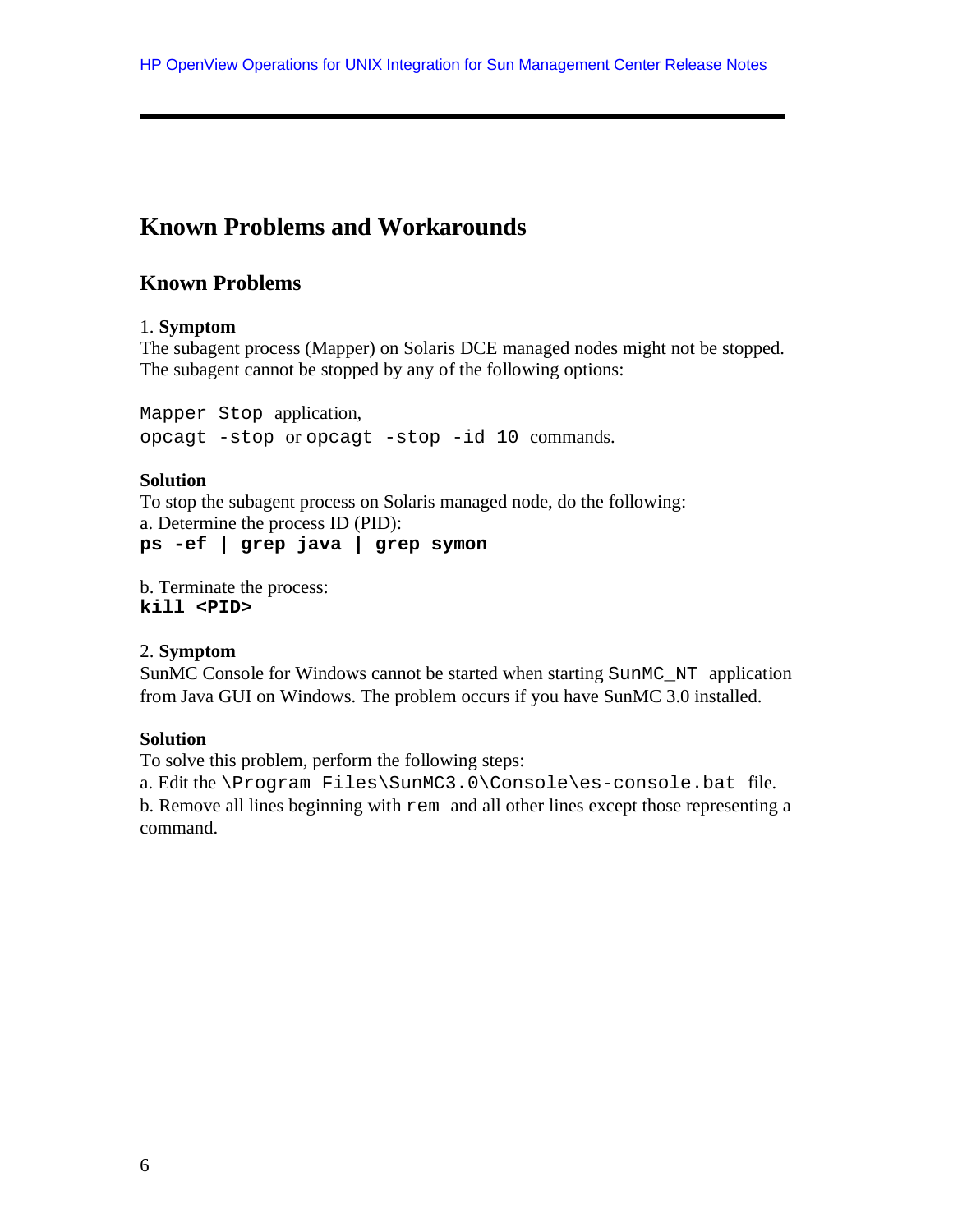# Known Problems and Workarounds

## Known Problems

1. **Symptom**

The subagent process (Mapper) on Solaris DCE managed nodes might not be stopped. The subagent cannot be stopped by any of the following options:

`Mapper Stop` application,
`opcagt -stop` or `opcagt -stop -id 10` commands.

**Solution**

To stop the subagent process on Solaris managed node, do the following:

a. Determine the process ID (PID):

```
ps -ef | grep java | grep symon
```

b. Terminate the process:

```
kill <PID>
```

2. **Symptom**

SunMC Console for Windows cannot be started when starting `SunMC_NT` application from Java GUI on Windows. The problem occurs if you have SunMC 3.0 installed.

**Solution**

To solve this problem, perform the following steps:

a. Edit the `\Program Files\SunMC3.0\Console\es-console.bat` file.

b. Remove all lines beginning with `rem` and all other lines except those representing a command.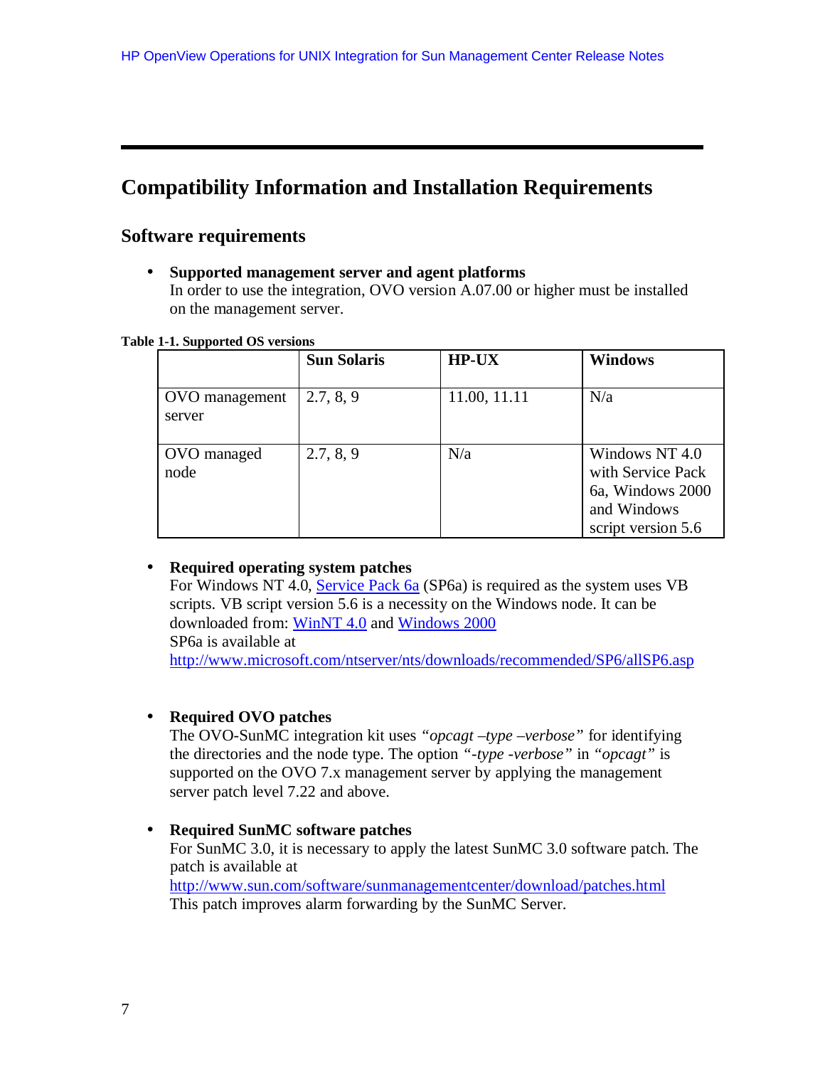# Compatibility Information and Installation Requirements

## Software requirements

- **Supported management server and agent platforms**
  In order to use the integration, OVO version A.07.00 or higher must be installed on the management server.

**Table 1-1. Supported OS versions**

| | Sun Solaris | HP-UX | Windows |
|---|---|---|---|
| OVO management server | 2.7, 8, 9 | 11.00, 11.11 | N/a |
| OVO managed node | 2.7, 8, 9 | N/a | Windows NT 4.0 with Service Pack 6a, Windows 2000 and Windows script version 5.6 |

- **Required operating system patches**
  For Windows NT 4.0, Service Pack 6a (SP6a) is required as the system uses VB scripts. VB script version 5.6 is a necessity on the Windows node. It can be downloaded from: WinNT 4.0 and Windows 2000
  SP6a is available at
  http://www.microsoft.com/ntserver/nts/downloads/recommended/SP6/allSP6.asp

- **Required OVO patches**
  The OVO-SunMC integration kit uses *"opcagt –type –verbose"* for identifying the directories and the node type. The option *"-type -verbose"* in *"opcagt"* is supported on the OVO 7.x management server by applying the management server patch level 7.22 and above.

- **Required SunMC software patches**
  For SunMC 3.0, it is necessary to apply the latest SunMC 3.0 software patch. The patch is available at
  http://www.sun.com/software/sunmanagementcenter/download/patches.html
  This patch improves alarm forwarding by the SunMC Server.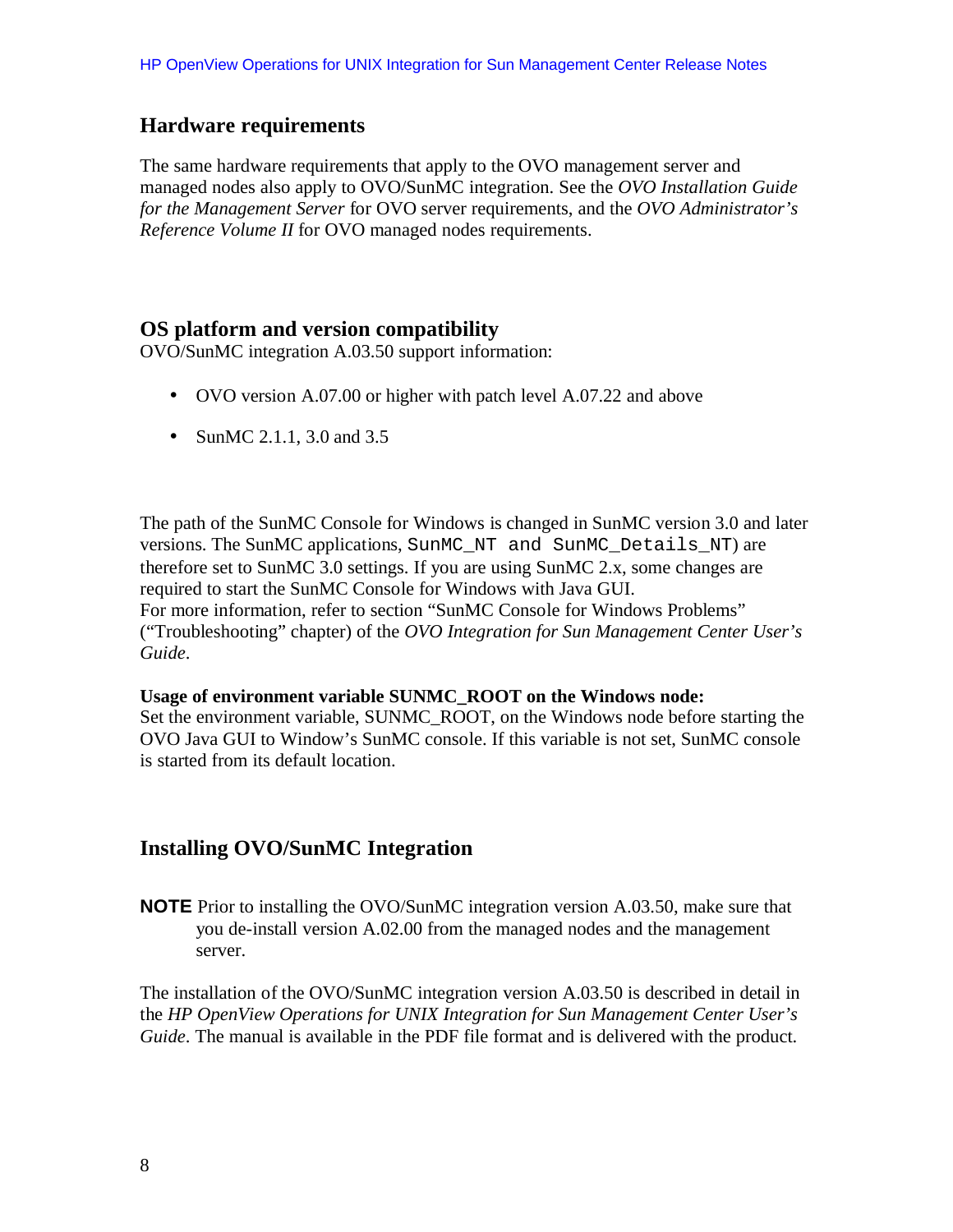## Hardware requirements

The same hardware requirements that apply to the OVO management server and managed nodes also apply to OVO/SunMC integration. See the *OVO Installation Guide for the Management Server* for OVO server requirements, and the *OVO Administrator's Reference Volume II* for OVO managed nodes requirements.

## OS platform and version compatibility

OVO/SunMC integration A.03.50 support information:

- OVO version A.07.00 or higher with patch level A.07.22 and above
- SunMC 2.1.1, 3.0 and 3.5

The path of the SunMC Console for Windows is changed in SunMC version 3.0 and later versions. The SunMC applications, `SunMC_NT and SunMC_Details_NT`) are therefore set to SunMC 3.0 settings. If you are using SunMC 2.x, some changes are required to start the SunMC Console for Windows with Java GUI.
For more information, refer to section "SunMC Console for Windows Problems" ("Troubleshooting" chapter) of the *OVO Integration for Sun Management Center User's Guide*.

**Usage of environment variable SUNMC_ROOT on the Windows node:**
Set the environment variable, SUNMC_ROOT, on the Windows node before starting the OVO Java GUI to Window's SunMC console. If this variable is not set, SunMC console is started from its default location.

## Installing OVO/SunMC Integration

**NOTE** Prior to installing the OVO/SunMC integration version A.03.50, make sure that you de-install version A.02.00 from the managed nodes and the management server.

The installation of the OVO/SunMC integration version A.03.50 is described in detail in the *HP OpenView Operations for UNIX Integration for Sun Management Center User's Guide*. The manual is available in the PDF file format and is delivered with the product.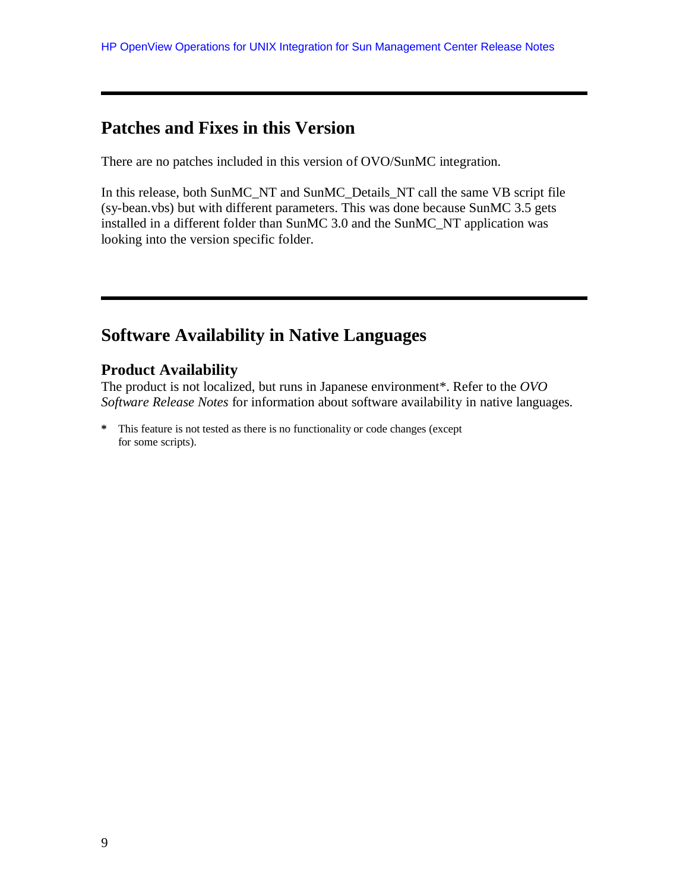## Patches and Fixes in this Version

There are no patches included in this version of OVO/SunMC integration.

In this release, both SunMC_NT and SunMC_Details_NT call the same VB script file (sy-bean.vbs) but with different parameters. This was done because SunMC 3.5 gets installed in a different folder than SunMC 3.0 and the SunMC_NT application was looking into the version specific folder.

## Software Availability in Native Languages

### Product Availability

The product is not localized, but runs in Japanese environment*. Refer to the *OVO Software Release Notes* for information about software availability in native languages.

**\*** This feature is not tested as there is no functionality or code changes (except for some scripts).